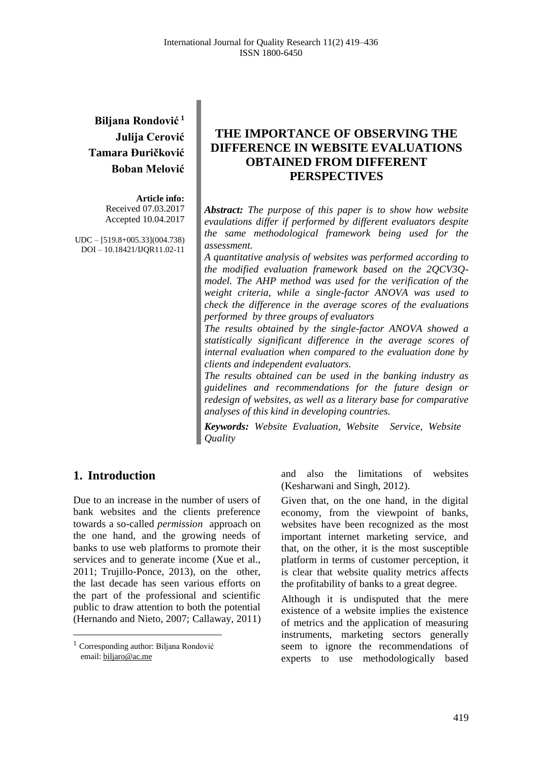**Biljana Rondović [1]**
**Julija Cerović**
**Tamara Đuričković**
**Boban Melović**

**Article info:**
Received 07.03.2017
Accepted 10.04.2017

UDC – [519.8+005.33](004.738)
DOI – 10.18421/IJQR11.02-11

# THE IMPORTANCE OF OBSERVING THE DIFFERENCE IN WEBSITE EVALUATIONS OBTAINED FROM DIFFERENT PERSPECTIVES

***Abstract:*** *The purpose of this paper is to show how website evaulations differ if performed by different evaluators despite the same methodological framework being used for the assessment.*

*A quantitative analysis of websites was performed according to the modified evaluation framework based on the 2QCV3Q-model. The AHP method was used for the verification of the weight criteria, while a single-factor ANOVA was used to check the difference in the average scores of the evaluations performed by three groups of evaluators*

*The results obtained by the single-factor ANOVA showed a statistically significant difference in the average scores of internal evaluation when compared to the evaluation done by clients and independent evaluators.*

*The results obtained can be used in the banking industry as guidelines and recommendations for the future design or redesign of websites, as well as a literary base for comparative analyses of this kind in developing countries.*

***Keywords:*** *Website Evaluation, Website Service, Website Quality*

## 1. Introduction

Due to an increase in the number of users of bank websites and the clients preference towards a so-called *permission* approach on the one hand, and the growing needs of banks to use web platforms to promote their services and to generate income (Xue et al., 2011; Trujillo-Ponce, 2013), on the other, the last decade has seen various efforts on the part of the professional and scientific public to draw attention to both the potential (Hernando and Nieto, 2007; Callaway, 2011) and also the limitations of websites (Kesharwani and Singh, 2012).

Given that, on the one hand, in the digital economy, from the viewpoint of banks, websites have been recognized as the most important internet marketing service, and that, on the other, it is the most susceptible platform in terms of customer perception, it is clear that website quality metrics affects the profitability of banks to a great degree.

Although it is undisputed that the mere existence of a website implies the existence of metrics and the application of measuring instruments, marketing sectors generally seem to ignore the recommendations of experts to use methodologically based

[1] Corresponding author: Biljana Rondović
email: biljaro@ac.me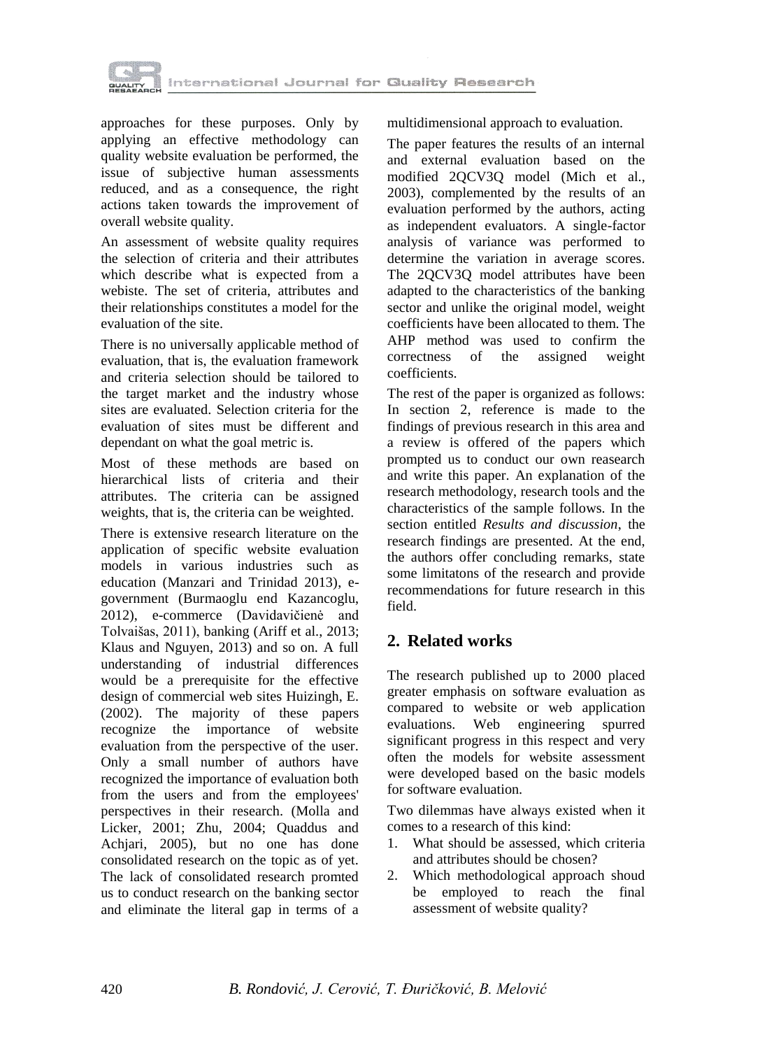approaches for these purposes. Only by applying an effective methodology can quality website evaluation be performed, the issue of subjective human assessments reduced, and as a consequence, the right actions taken towards the improvement of overall website quality.

An assessment of website quality requires the selection of criteria and their attributes which describe what is expected from a webiste. The set of criteria, attributes and their relationships constitutes a model for the evaluation of the site.

There is no universally applicable method of evaluation, that is, the evaluation framework and criteria selection should be tailored to the target market and the industry whose sites are evaluated. Selection criteria for the evaluation of sites must be different and dependant on what the goal metric is.

Most of these methods are based on hierarchical lists of criteria and their attributes. The criteria can be assigned weights, that is, the criteria can be weighted.

There is extensive research literature on the application of specific website evaluation models in various industries such as education (Manzari and Trinidad 2013), e-government (Burmaoglu end Kazancoglu, 2012), e-commerce (Davidavičienė and Tolvaišas, 2011), banking (Ariff et al., 2013; Klaus and Nguyen, 2013) and so on. A full understanding of industrial differences would be a prerequisite for the effective design of commercial web sites Huizingh, E. (2002). The majority of these papers recognize the importance of website evaluation from the perspective of the user. Only a small number of authors have recognized the importance of evaluation both from the users and from the employees' perspectives in their research. (Molla and Licker, 2001; Zhu, 2004; Quaddus and Achjari, 2005), but no one has done consolidated research on the topic as of yet. The lack of consolidated research promted us to conduct research on the banking sector and eliminate the literal gap in terms of a multidimensional approach to evaluation.

The paper features the results of an internal and external evaluation based on the modified 2QCV3Q model (Mich et al., 2003), complemented by the results of an evaluation performed by the authors, acting as independent evaluators. A single-factor analysis of variance was performed to determine the variation in average scores. The 2QCV3Q model attributes have been adapted to the characteristics of the banking sector and unlike the original model, weight coefficients have been allocated to them. The AHP method was used to confirm the correctness of the assigned weight coefficients.

The rest of the paper is organized as follows: In section 2, reference is made to the findings of previous research in this area and a review is offered of the papers which prompted us to conduct our own reasearch and write this paper. An explanation of the research methodology, research tools and the characteristics of the sample follows. In the section entitled *Results and discussion*, the research findings are presented. At the end, the authors offer concluding remarks, state some limitatons of the research and provide recommendations for future research in this field.

## 2. Related works

The research published up to 2000 placed greater emphasis on software evaluation as compared to website or web application evaluations. Web engineering spurred significant progress in this respect and very often the models for website assessment were developed based on the basic models for software evaluation.

Two dilemmas have always existed when it comes to a research of this kind:

1. What should be assessed, which criteria and attributes should be chosen?
2. Which methodological approach shoud be employed to reach the final assessment of website quality?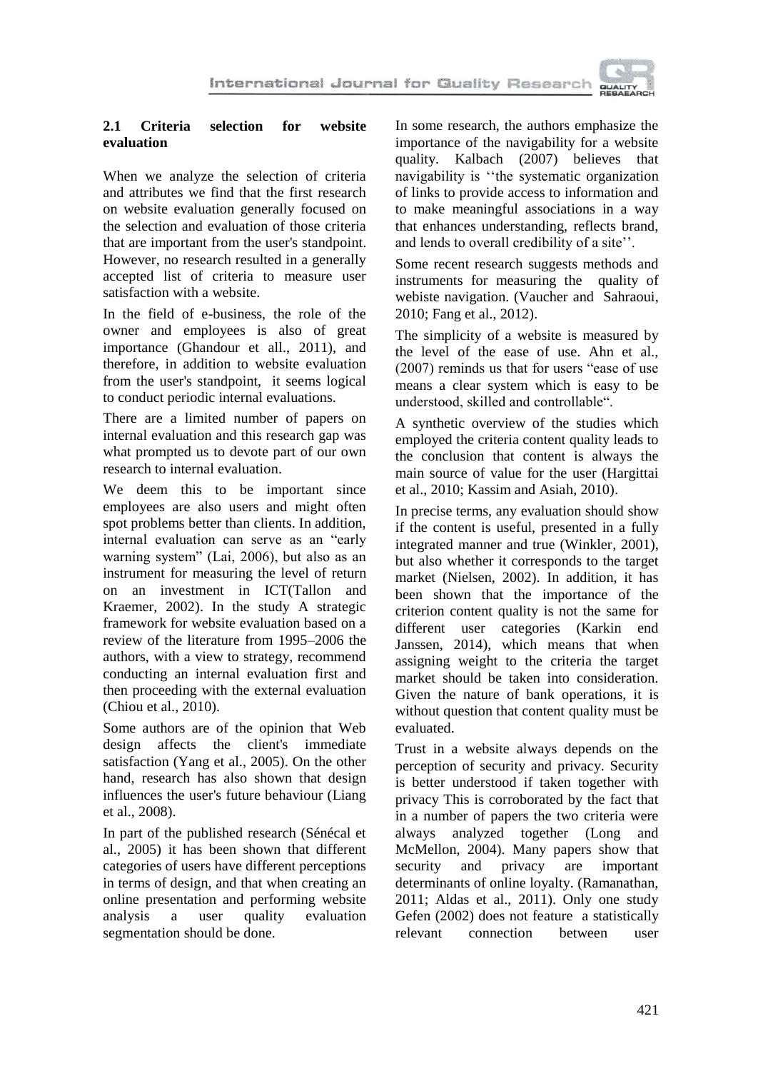### 2.1 Criteria selection for website evaluation

When we analyze the selection of criteria and attributes we find that the first research on website evaluation generally focused on the selection and evaluation of those criteria that are important from the user's standpoint. However, no research resulted in a generally accepted list of criteria to measure user satisfaction with a website.

In the field of e-business, the role of the owner and employees is also of great importance (Ghandour et all., 2011), and therefore, in addition to website evaluation from the user's standpoint, it seems logical to conduct periodic internal evaluations.

There are a limited number of papers on internal evaluation and this research gap was what prompted us to devote part of our own research to internal evaluation.

We deem this to be important since employees are also users and might often spot problems better than clients. In addition, internal evaluation can serve as an "early warning system" (Lai, 2006), but also as an instrument for measuring the level of return on an investment in ICT(Tallon and Kraemer, 2002). In the study A strategic framework for website evaluation based on a review of the literature from 1995–2006 the authors, with a view to strategy, recommend conducting an internal evaluation first and then proceeding with the external evaluation (Chiou et al., 2010).

Some authors are of the opinion that Web design affects the client's immediate satisfaction (Yang et al., 2005). On the other hand, research has also shown that design influences the user's future behaviour (Liang et al., 2008).

In part of the published research (Sénécal et al., 2005) it has been shown that different categories of users have different perceptions in terms of design, and that when creating an online presentation and performing website analysis a user quality evaluation segmentation should be done.

In some research, the authors emphasize the importance of the navigability for a website quality. Kalbach (2007) believes that navigability is ''the systematic organization of links to provide access to information and to make meaningful associations in a way that enhances understanding, reflects brand, and lends to overall credibility of a site''.

Some recent research suggests methods and instruments for measuring the quality of webiste navigation. (Vaucher and Sahraoui, 2010; Fang et al., 2012).

The simplicity of a website is measured by the level of the ease of use. Ahn et al., (2007) reminds us that for users "ease of use means a clear system which is easy to be understood, skilled and controllable".

A synthetic overview of the studies which employed the criteria content quality leads to the conclusion that content is always the main source of value for the user (Hargittai et al., 2010; Kassim and Asiah, 2010).

In precise terms, any evaluation should show if the content is useful, presented in a fully integrated manner and true (Winkler, 2001), but also whether it corresponds to the target market (Nielsen, 2002). In addition, it has been shown that the importance of the criterion content quality is not the same for different user categories (Karkin end Janssen, 2014), which means that when assigning weight to the criteria the target market should be taken into consideration. Given the nature of bank operations, it is without question that content quality must be evaluated.

Trust in a website always depends on the perception of security and privacy. Security is better understood if taken together with privacy This is corroborated by the fact that in a number of papers the two criteria were always analyzed together (Long and McMellon, 2004). Many papers show that security and privacy are important determinants of online loyalty. (Ramanathan, 2011; Aldas et al., 2011). Only one study Gefen (2002) does not feature a statistically relevant connection between user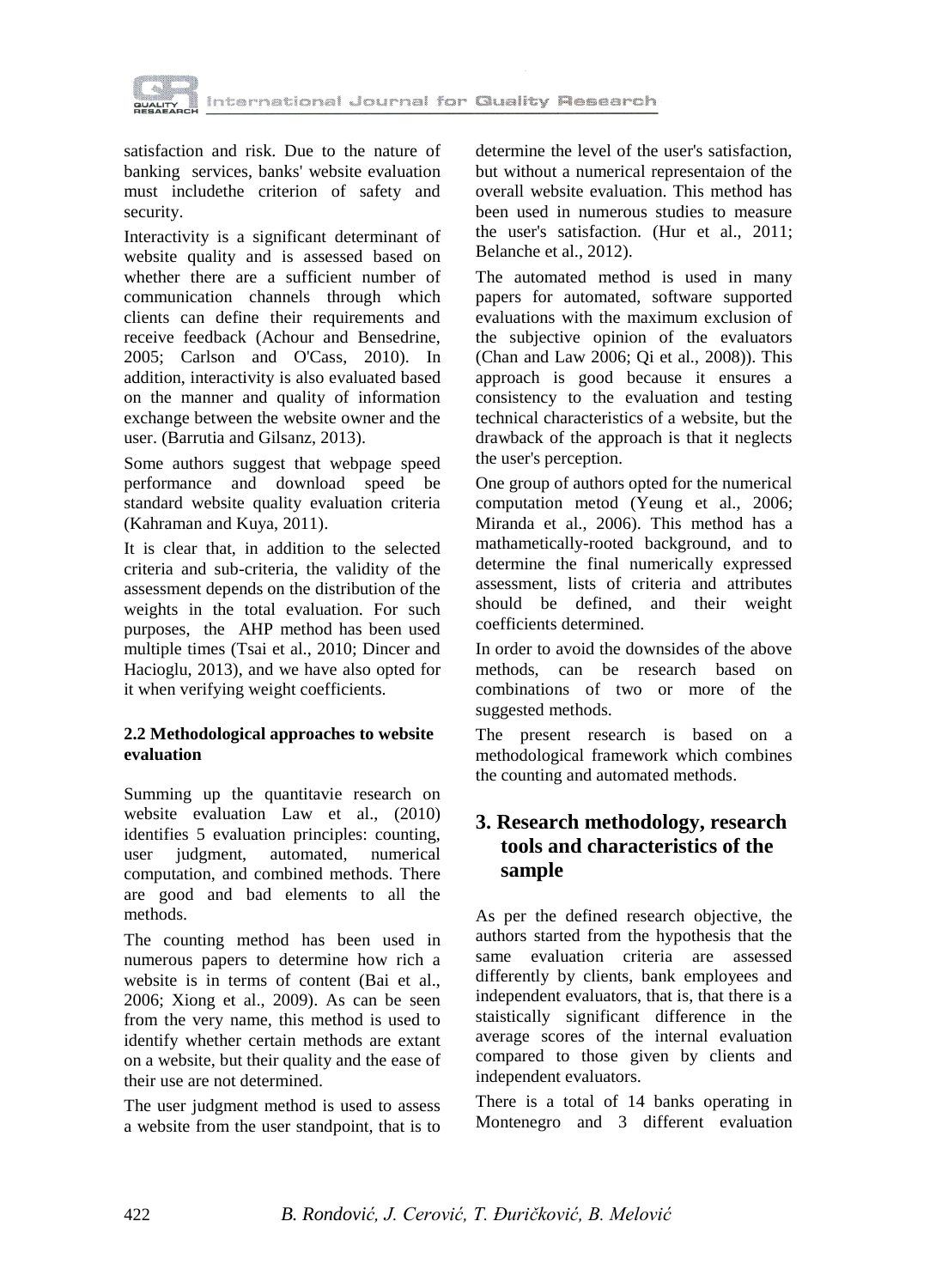satisfaction and risk. Due to the nature of banking services, banks' website evaluation must includethe criterion of safety and security.

Interactivity is a significant determinant of website quality and is assessed based on whether there are a sufficient number of communication channels through which clients can define their requirements and receive feedback (Achour and Bensedrine, 2005; Carlson and O'Cass, 2010). In addition, interactivity is also evaluated based on the manner and quality of information exchange between the website owner and the user. (Barrutia and Gilsanz, 2013).

Some authors suggest that webpage speed performance and download speed be standard website quality evaluation criteria (Kahraman and Kuya, 2011).

It is clear that, in addition to the selected criteria and sub-criteria, the validity of the assessment depends on the distribution of the weights in the total evaluation. For such purposes, the AHP method has been used multiple times (Tsai et al., 2010; Dincer and Hacioglu, 2013), and we have also opted for it when verifying weight coefficients.

### 2.2 Methodological approaches to website evaluation

Summing up the quantitavie research on website evaluation Law et al., (2010) identifies 5 evaluation principles: counting, user judgment, automated, numerical computation, and combined methods. There are good and bad elements to all the methods.

The counting method has been used in numerous papers to determine how rich a website is in terms of content (Bai et al., 2006; Xiong et al., 2009). As can be seen from the very name, this method is used to identify whether certain methods are extant on a website, but their quality and the ease of their use are not determined.

The user judgment method is used to assess a website from the user standpoint, that is to determine the level of the user's satisfaction, but without a numerical representaion of the overall website evaluation. This method has been used in numerous studies to measure the user's satisfaction. (Hur et al., 2011; Belanche et al., 2012).

The automated method is used in many papers for automated, software supported evaluations with the maximum exclusion of the subjective opinion of the evaluators (Chan and Law 2006; Qi et al., 2008)). This approach is good because it ensures a consistency to the evaluation and testing technical characteristics of a website, but the drawback of the approach is that it neglects the user's perception.

One group of authors opted for the numerical computation metod (Yeung et al., 2006; Miranda et al., 2006). This method has a mathametically-rooted background, and to determine the final numerically expressed assessment, lists of criteria and attributes should be defined, and their weight coefficients determined.

In order to avoid the downsides of the above methods, can be research based on combinations of two or more of the suggested methods.

The present research is based on a methodological framework which combines the counting and automated methods.

## 3. Research methodology, research tools and characteristics of the sample

As per the defined research objective, the authors started from the hypothesis that the same evaluation criteria are assessed differently by clients, bank employees and independent evaluators, that is, that there is a staistically significant difference in the average scores of the internal evaluation compared to those given by clients and independent evaluators.

There is a total of 14 banks operating in Montenegro and 3 different evaluation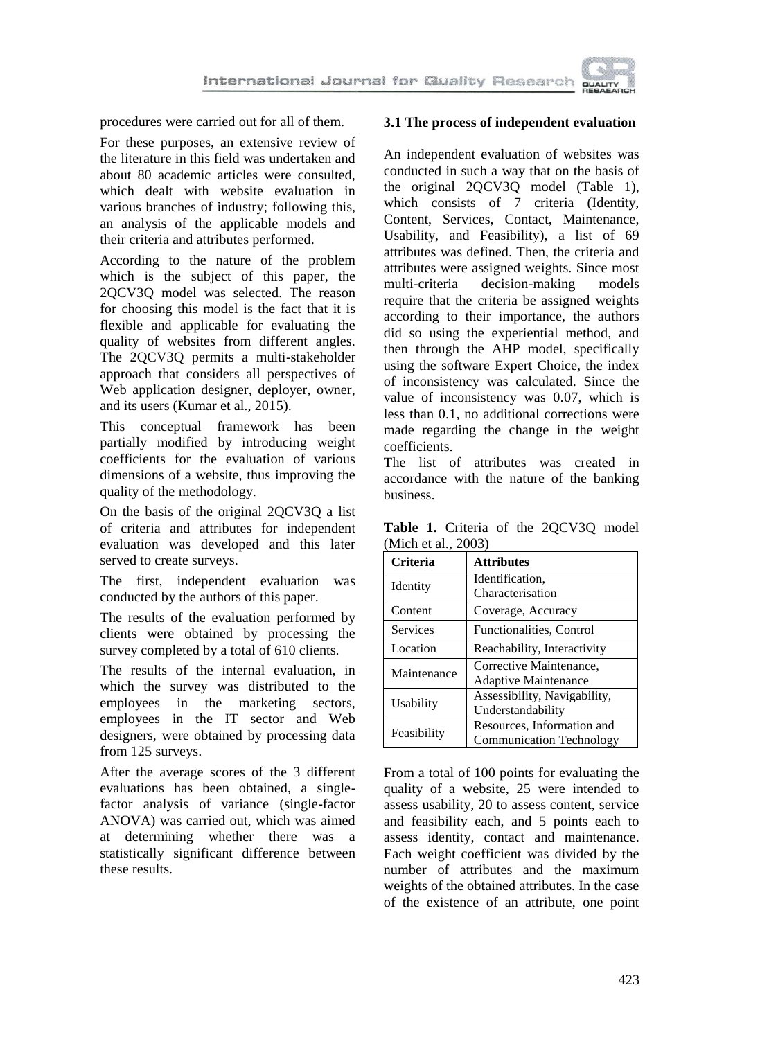procedures were carried out for all of them.

For these purposes, an extensive review of the literature in this field was undertaken and about 80 academic articles were consulted, which dealt with website evaluation in various branches of industry; following this, an analysis of the applicable models and their criteria and attributes performed.

According to the nature of the problem which is the subject of this paper, the 2QCV3Q model was selected. The reason for choosing this model is the fact that it is flexible and applicable for evaluating the quality of websites from different angles. The 2QCV3Q permits a multi-stakeholder approach that considers all perspectives of Web application designer, deployer, owner, and its users (Kumar et al., 2015).

This conceptual framework has been partially modified by introducing weight coefficients for the evaluation of various dimensions of a website, thus improving the quality of the methodology.

On the basis of the original 2QCV3Q a list of criteria and attributes for independent evaluation was developed and this later served to create surveys.

The first, independent evaluation was conducted by the authors of this paper.

The results of the evaluation performed by clients were obtained by processing the survey completed by a total of 610 clients.

The results of the internal evaluation, in which the survey was distributed to the employees in the marketing sectors, employees in the IT sector and Web designers, were obtained by processing data from 125 surveys.

After the average scores of the 3 different evaluations has been obtained, a single-factor analysis of variance (single-factor ANOVA) was carried out, which was aimed at determining whether there was a statistically significant difference between these results.

### 3.1 The process of independent evaluation

An independent evaluation of websites was conducted in such a way that on the basis of the original 2QCV3Q model (Table 1), which consists of 7 criteria (Identity, Content, Services, Contact, Maintenance, Usability, and Feasibility), a list of 69 attributes was defined. Then, the criteria and attributes were assigned weights. Since most multi-criteria decision-making models require that the criteria be assigned weights according to their importance, the authors did so using the experiential method, and then through the AHP model, specifically using the software Expert Choice, the index of inconsistency was calculated. Since the value of inconsistency was 0.07, which is less than 0.1, no additional corrections were made regarding the change in the weight coefficients.

The list of attributes was created in accordance with the nature of the banking business.

**Table 1.** Criteria of the 2QCV3Q model (Mich et al., 2003)

| Criteria | Attributes |
|---|---|
| Identity | Identification, Characterisation |
| Content | Coverage, Accuracy |
| Services | Functionalities, Control |
| Location | Reachability, Interactivity |
| Maintenance | Corrective Maintenance, Adaptive Maintenance |
| Usability | Assessibility, Navigability, Understandability |
| Feasibility | Resources, Information and Communication Technology |

From a total of 100 points for evaluating the quality of a website, 25 were intended to assess usability, 20 to assess content, service and feasibility each, and 5 points each to assess identity, contact and maintenance. Each weight coefficient was divided by the number of attributes and the maximum weights of the obtained attributes. In the case of the existence of an attribute, one point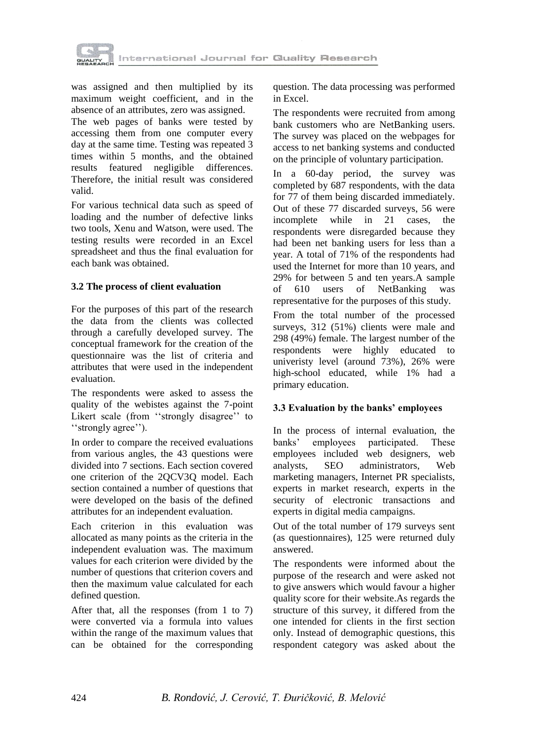was assigned and then multiplied by its maximum weight coefficient, and in the absence of an attributes, zero was assigned.

The web pages of banks were tested by accessing them from one computer every day at the same time. Testing was repeated 3 times within 5 months, and the obtained results featured negligible differences. Therefore, the initial result was considered valid.

For various technical data such as speed of loading and the number of defective links two tools, Xenu and Watson, were used. The testing results were recorded in an Excel spreadsheet and thus the final evaluation for each bank was obtained.

### 3.2 The process of client evaluation

For the purposes of this part of the research the data from the clients was collected through a carefully developed survey. The conceptual framework for the creation of the questionnaire was the list of criteria and attributes that were used in the independent evaluation.

The respondents were asked to assess the quality of the webistes against the 7-point Likert scale (from ‘‘strongly disagree’’ to ‘‘strongly agree’’).

In order to compare the received evaluations from various angles, the 43 questions were divided into 7 sections. Each section covered one criterion of the 2QCV3Q model. Each section contained a number of questions that were developed on the basis of the defined attributes for an independent evaluation.

Each criterion in this evaluation was allocated as many points as the criteria in the independent evaluation was. The maximum values for each criterion were divided by the number of questions that criterion covers and then the maximum value calculated for each defined question.

After that, all the responses (from 1 to 7) were converted via a formula into values within the range of the maximum values that can be obtained for the corresponding question. The data processing was performed in Excel.

The respondents were recruited from among bank customers who are NetBanking users. The survey was placed on the webpages for access to net banking systems and conducted on the principle of voluntary participation.

In a 60-day period, the survey was completed by 687 respondents, with the data for 77 of them being discarded immediately. Out of these 77 discarded surveys, 56 were incomplete while in 21 cases, the respondents were disregarded because they had been net banking users for less than a year. A total of 71% of the respondents had used the Internet for more than 10 years, and 29% for between 5 and ten years.A sample of 610 users of NetBanking was representative for the purposes of this study.

From the total number of the processed surveys, 312 (51%) clients were male and 298 (49%) female. The largest number of the respondents were highly educated to univeristy level (around 73%), 26% were high-school educated, while 1% had a primary education.

### 3.3 Evaluation by the banks’ employees

In the process of internal evaluation, the banks’ employees participated. These employees included web designers, web analysts, SEO administrators, Web marketing managers, Internet PR specialists, experts in market research, experts in the security of electronic transactions and experts in digital media campaigns.

Out of the total number of 179 surveys sent (as questionnaires), 125 were returned duly answered.

The respondents were informed about the purpose of the research and were asked not to give answers which would favour a higher quality score for their website.As regards the structure of this survey, it differed from the one intended for clients in the first section only. Instead of demographic questions, this respondent category was asked about the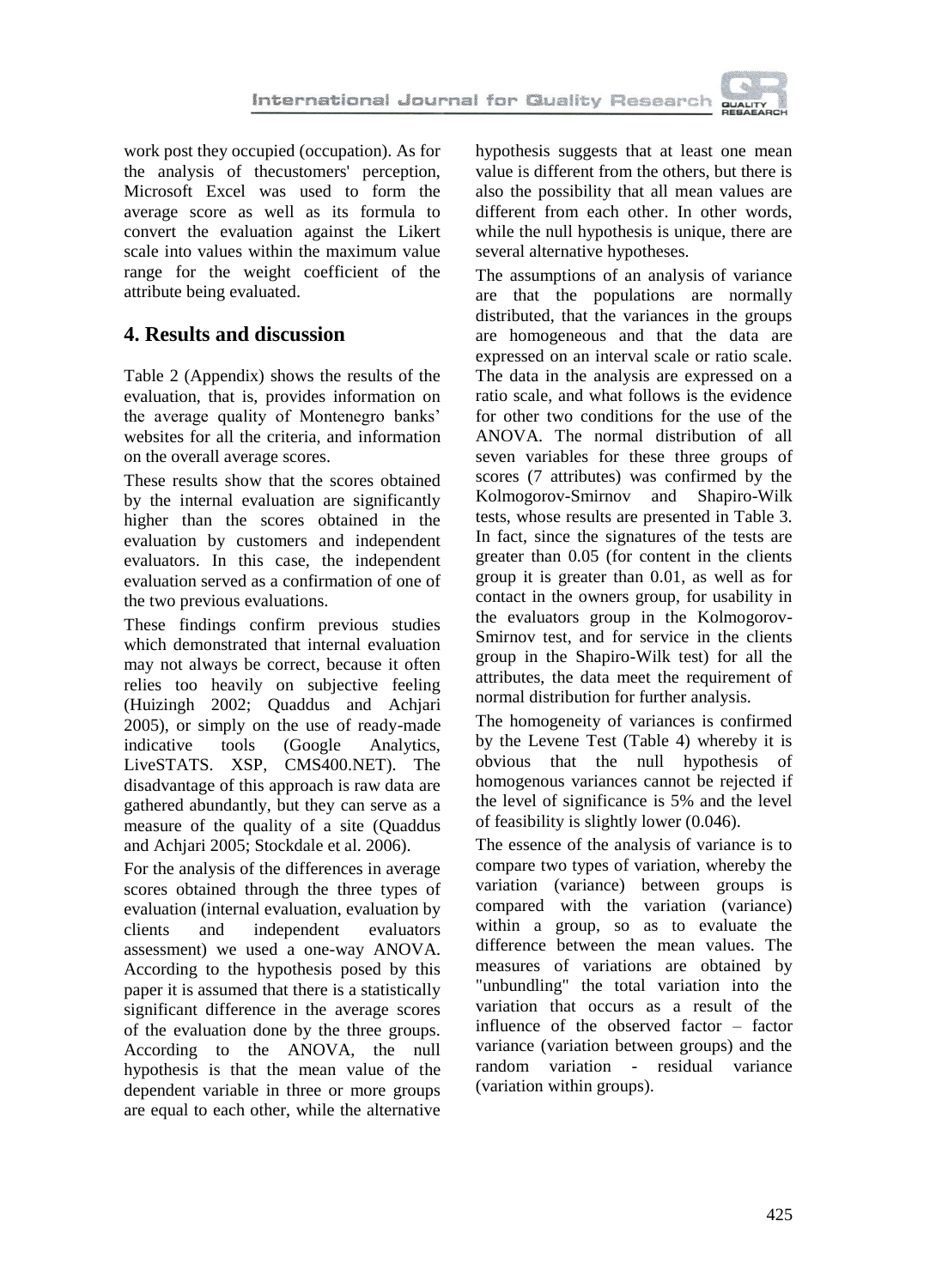work post they occupied (occupation). As for the analysis of thecustomers' perception, Microsoft Excel was used to form the average score as well as its formula to convert the evaluation against the Likert scale into values within the maximum value range for the weight coefficient of the attribute being evaluated.

## 4. Results and discussion

Table 2 (Appendix) shows the results of the evaluation, that is, provides information on the average quality of Montenegro banks' websites for all the criteria, and information on the overall average scores.

These results show that the scores obtained by the internal evaluation are significantly higher than the scores obtained in the evaluation by customers and independent evaluators. In this case, the independent evaluation served as a confirmation of one of the two previous evaluations.

These findings confirm previous studies which demonstrated that internal evaluation may not always be correct, because it often relies too heavily on subjective feeling (Huizingh 2002; Quaddus and Achjari 2005), or simply on the use of ready-made indicative tools (Google Analytics, LiveSTATS. XSP, CMS400.NET). The disadvantage of this approach is raw data are gathered abundantly, but they can serve as a measure of the quality of a site (Quaddus and Achjari 2005; Stockdale et al. 2006).

For the analysis of the differences in average scores obtained through the three types of evaluation (internal evaluation, evaluation by clients and independent evaluators assessment) we used a one-way ANOVA. According to the hypothesis posed by this paper it is assumed that there is a statistically significant difference in the average scores of the evaluation done by the three groups. According to the ANOVA, the null hypothesis is that the mean value of the dependent variable in three or more groups are equal to each other, while the alternative hypothesis suggests that at least one mean value is different from the others, but there is also the possibility that all mean values are different from each other. In other words, while the null hypothesis is unique, there are several alternative hypotheses.

The assumptions of an analysis of variance are that the populations are normally distributed, that the variances in the groups are homogeneous and that the data are expressed on an interval scale or ratio scale. The data in the analysis are expressed on a ratio scale, and what follows is the evidence for other two conditions for the use of the ANOVA. The normal distribution of all seven variables for these three groups of scores (7 attributes) was confirmed by the Kolmogorov-Smirnov and Shapiro-Wilk tests, whose results are presented in Table 3. In fact, since the signatures of the tests are greater than 0.05 (for content in the clients group it is greater than 0.01, as well as for contact in the owners group, for usability in the evaluators group in the Kolmogorov-Smirnov test, and for service in the clients group in the Shapiro-Wilk test) for all the attributes, the data meet the requirement of normal distribution for further analysis.

The homogeneity of variances is confirmed by the Levene Test (Table 4) whereby it is obvious that the null hypothesis of homogenous variances cannot be rejected if the level of significance is 5% and the level of feasibility is slightly lower (0.046).

The essence of the analysis of variance is to compare two types of variation, whereby the variation (variance) between groups is compared with the variation (variance) within a group, so as to evaluate the difference between the mean values. The measures of variations are obtained by "unbundling" the total variation into the variation that occurs as a result of the influence of the observed factor – factor variance (variation between groups) and the random variation - residual variance (variation within groups).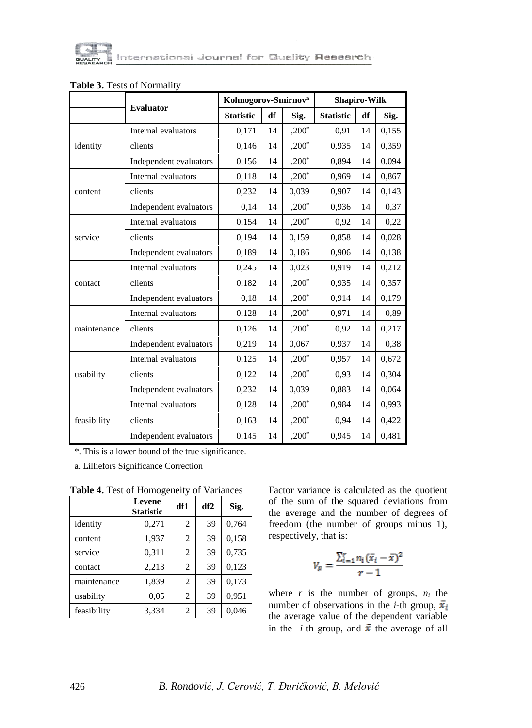**Table 3.** Tests of Normality

| | Evaluator | Kolmogorov-Smirnov[a] | | | Shapiro-Wilk | | |
|---|---|---|---|---|---|---|---|
| | | Statistic | df | Sig. | Statistic | df | Sig. |
| identity | Internal evaluators | 0,171 | 14 | ,200* | 0,91 | 14 | 0,155 |
| | clients | 0,146 | 14 | ,200* | 0,935 | 14 | 0,359 |
| | Independent evaluators | 0,156 | 14 | ,200* | 0,894 | 14 | 0,094 |
| content | Internal evaluators | 0,118 | 14 | ,200* | 0,969 | 14 | 0,867 |
| | clients | 0,232 | 14 | 0,039 | 0,907 | 14 | 0,143 |
| | Independent evaluators | 0,14 | 14 | ,200* | 0,936 | 14 | 0,37 |
| service | Internal evaluators | 0,154 | 14 | ,200* | 0,92 | 14 | 0,22 |
| | clients | 0,194 | 14 | 0,159 | 0,858 | 14 | 0,028 |
| | Independent evaluators | 0,189 | 14 | 0,186 | 0,906 | 14 | 0,138 |
| contact | Internal evaluators | 0,245 | 14 | 0,023 | 0,919 | 14 | 0,212 |
| | clients | 0,182 | 14 | ,200* | 0,935 | 14 | 0,357 |
| | Independent evaluators | 0,18 | 14 | ,200* | 0,914 | 14 | 0,179 |
| maintenance | Internal evaluators | 0,128 | 14 | ,200* | 0,971 | 14 | 0,89 |
| | clients | 0,126 | 14 | ,200* | 0,92 | 14 | 0,217 |
| | Independent evaluators | 0,219 | 14 | 0,067 | 0,937 | 14 | 0,38 |
| usability | Internal evaluators | 0,125 | 14 | ,200* | 0,957 | 14 | 0,672 |
| | clients | 0,122 | 14 | ,200* | 0,93 | 14 | 0,304 |
| | Independent evaluators | 0,232 | 14 | 0,039 | 0,883 | 14 | 0,064 |
| feasibility | Internal evaluators | 0,128 | 14 | ,200* | 0,984 | 14 | 0,993 |
| | clients | 0,163 | 14 | ,200* | 0,94 | 14 | 0,422 |
| | Independent evaluators | 0,145 | 14 | ,200* | 0,945 | 14 | 0,481 |

*. This is a lower bound of the true significance.

a. Lilliefors Significance Correction

**Table 4.** Test of Homogeneity of Variances

| | Levene Statistic | df1 | df2 | Sig. |
|---|---|---|---|---|
| identity | 0,271 | 2 | 39 | 0,764 |
| content | 1,937 | 2 | 39 | 0,158 |
| service | 0,311 | 2 | 39 | 0,735 |
| contact | 2,213 | 2 | 39 | 0,123 |
| maintenance | 1,839 | 2 | 39 | 0,173 |
| usability | 0,05 | 2 | 39 | 0,951 |
| feasibility | 3,334 | 2 | 39 | 0,046 |

Factor variance is calculated as the quotient of the sum of the squared deviations from the average and the number of degrees of freedom (the number of groups minus 1), respectively, that is:

$$V_F = \frac{\sum_{i=1}^{r} n_i (\bar{x}_i - \bar{x})^2}{r - 1}$$

where $r$ is the number of groups, $n_i$ the number of observations in the $i$-th group, $\bar{x}_i$ the average value of the dependent variable in the $i$-th group, and $\bar{x}$ the average of all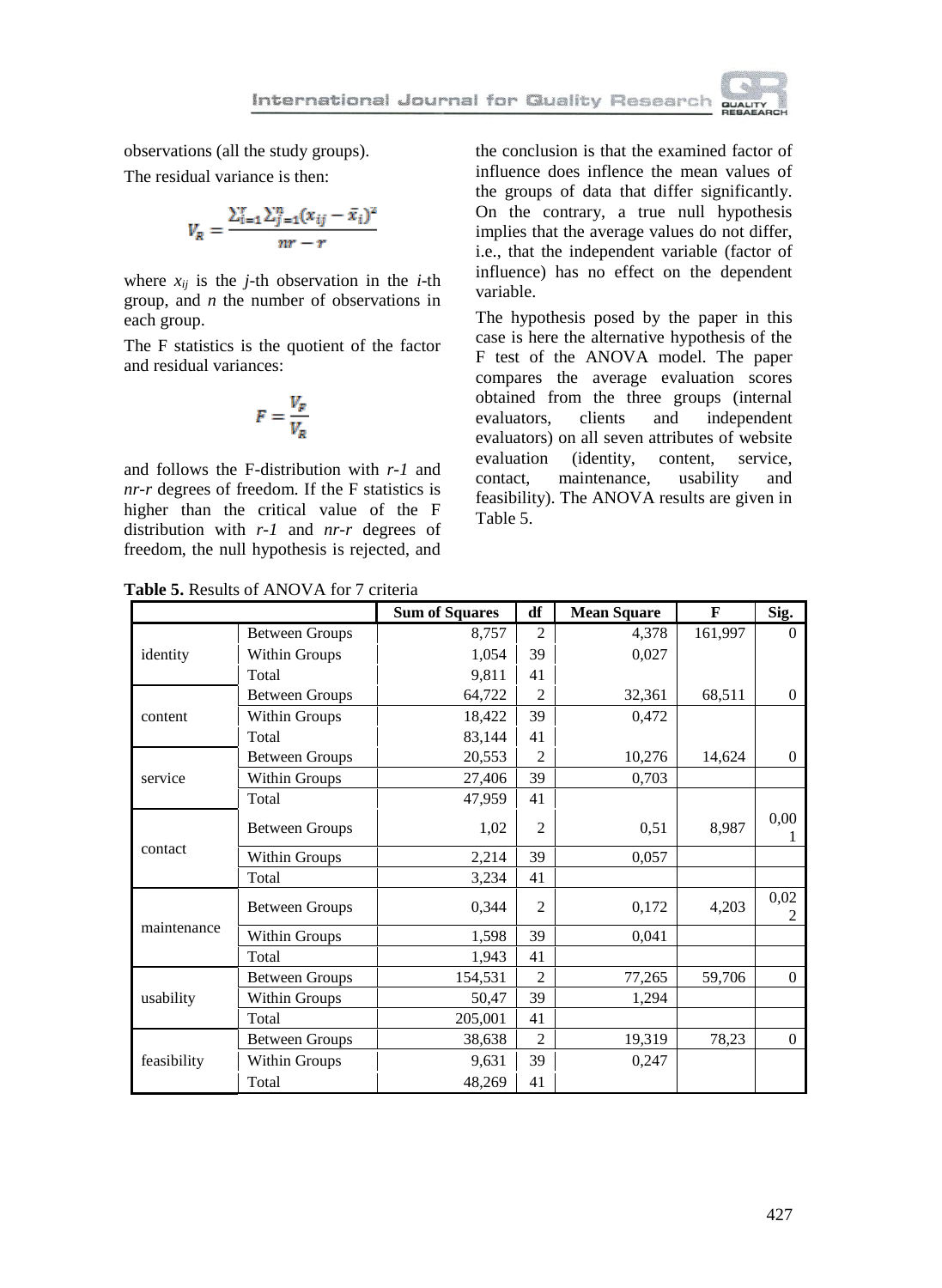observations (all the study groups).

The residual variance is then:

$$V_R = \frac{\sum_{i=1}^{r}\sum_{j=1}^{n}(x_{ij} - \bar{x}_i)^2}{nr - r}$$

where $x_{ij}$ is the *j*-th observation in the *i*-th group, and *n* the number of observations in each group.

The F statistics is the quotient of the factor and residual variances:

$$F = \frac{V_F}{V_R}$$

and follows the F-distribution with *r-1* and *nr-r* degrees of freedom. If the F statistics is higher than the critical value of the F distribution with *r-1* and *nr-r* degrees of freedom, the null hypothesis is rejected, and the conclusion is that the examined factor of influence does inflence the mean values of the groups of data that differ significantly. On the contrary, a true null hypothesis implies that the average values do not differ, i.e., that the independent variable (factor of influence) has no effect on the dependent variable.

The hypothesis posed by the paper in this case is here the alternative hypothesis of the F test of the ANOVA model. The paper compares the average evaluation scores obtained from the three groups (internal evaluators, clients and independent evaluators) on all seven attributes of website evaluation (identity, content, service, contact, maintenance, usability and feasibility). The ANOVA results are given in Table 5.

**Table 5.** Results of ANOVA for 7 criteria

| | | **Sum of Squares** | **df** | **Mean Square** | **F** | **Sig.** |
|---|---|---|---|---|---|---|
| identity | Between Groups | 8,757 | 2 | 4,378 | 161,997 | 0 |
| | Within Groups | 1,054 | 39 | 0,027 | | |
| | Total | 9,811 | 41 | | | |
| content | Between Groups | 64,722 | 2 | 32,361 | 68,511 | 0 |
| | Within Groups | 18,422 | 39 | 0,472 | | |
| | Total | 83,144 | 41 | | | |
| service | Between Groups | 20,553 | 2 | 10,276 | 14,624 | 0 |
| | Within Groups | 27,406 | 39 | 0,703 | | |
| | Total | 47,959 | 41 | | | |
| contact | Between Groups | 1,02 | 2 | 0,51 | 8,987 | 0,001 |
| | Within Groups | 2,214 | 39 | 0,057 | | |
| | Total | 3,234 | 41 | | | |
| maintenance | Between Groups | 0,344 | 2 | 0,172 | 4,203 | 0,022 |
| | Within Groups | 1,598 | 39 | 0,041 | | |
| | Total | 1,943 | 41 | | | |
| usability | Between Groups | 154,531 | 2 | 77,265 | 59,706 | 0 |
| | Within Groups | 50,47 | 39 | 1,294 | | |
| | Total | 205,001 | 41 | | | |
| feasibility | Between Groups | 38,638 | 2 | 19,319 | 78,23 | 0 |
| | Within Groups | 9,631 | 39 | 0,247 | | |
| | Total | 48,269 | 41 | | | |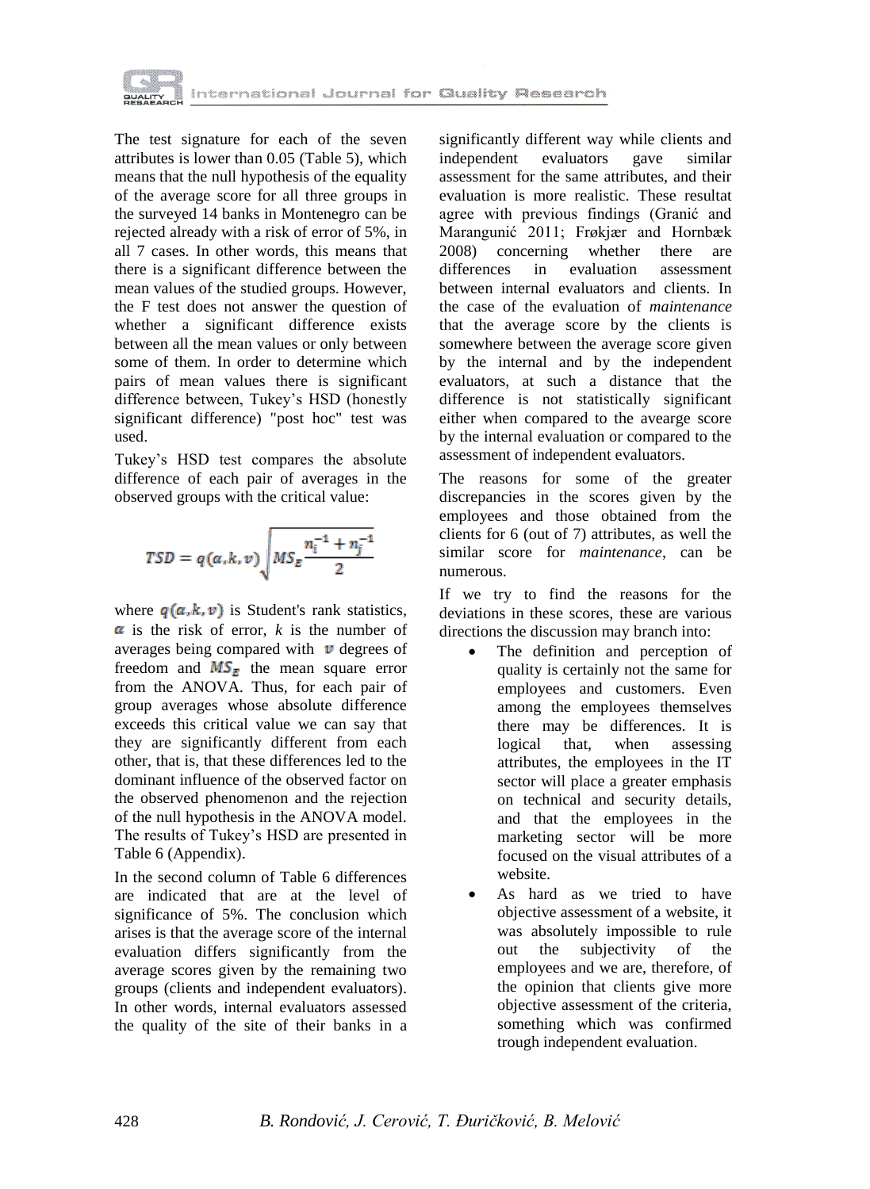The test signature for each of the seven attributes is lower than 0.05 (Table 5), which means that the null hypothesis of the equality of the average score for all three groups in the surveyed 14 banks in Montenegro can be rejected already with a risk of error of 5%, in all 7 cases. In other words, this means that there is a significant difference between the mean values of the studied groups. However, the F test does not answer the question of whether a significant difference exists between all the mean values or only between some of them. In order to determine which pairs of mean values there is significant difference between, Tukey's HSD (honestly significant difference) "post hoc" test was used.

Tukey's HSD test compares the absolute difference of each pair of averages in the observed groups with the critical value:

$$TSD = q(\alpha, k, v)\sqrt{MS_E \frac{n_i^{-1} + n_j^{-1}}{2}}$$

where $q(\alpha, k, v)$ is Student's rank statistics, $\alpha$ is the risk of error, $k$ is the number of averages being compared with $v$ degrees of freedom and $MS_E$ the mean square error from the ANOVA. Thus, for each pair of group averages whose absolute difference exceeds this critical value we can say that they are significantly different from each other, that is, that these differences led to the dominant influence of the observed factor on the observed phenomenon and the rejection of the null hypothesis in the ANOVA model. The results of Tukey's HSD are presented in Table 6 (Appendix).

In the second column of Table 6 differences are indicated that are at the level of significance of 5%. The conclusion which arises is that the average score of the internal evaluation differs significantly from the average scores given by the remaining two groups (clients and independent evaluators). In other words, internal evaluators assessed the quality of the site of their banks in a significantly different way while clients and independent evaluators gave similar assessment for the same attributes, and their evaluation is more realistic. These resultat agree with previous findings (Granić and Marangunić 2011; Frøkjær and Hornbæk 2008) concerning whether there are differences in evaluation assessment between internal evaluators and clients. In the case of the evaluation of *maintenance* that the average score by the clients is somewhere between the average score given by the internal and by the independent evaluators, at such a distance that the difference is not statistically significant either when compared to the avearge score by the internal evaluation or compared to the assessment of independent evaluators.

The reasons for some of the greater discrepancies in the scores given by the employees and those obtained from the clients for 6 (out of 7) attributes, as well the similar score for *maintenance*, can be numerous.

If we try to find the reasons for the deviations in these scores, these are various directions the discussion may branch into:

- The definition and perception of quality is certainly not the same for employees and customers. Even among the employees themselves there may be differences. It is logical that, when assessing attributes, the employees in the IT sector will place a greater emphasis on technical and security details, and that the employees in the marketing sector will be more focused on the visual attributes of a website.
- As hard as we tried to have objective assessment of a website, it was absolutely impossible to rule out the subjectivity of the employees and we are, therefore, of the opinion that clients give more objective assessment of the criteria, something which was confirmed trough independent evaluation.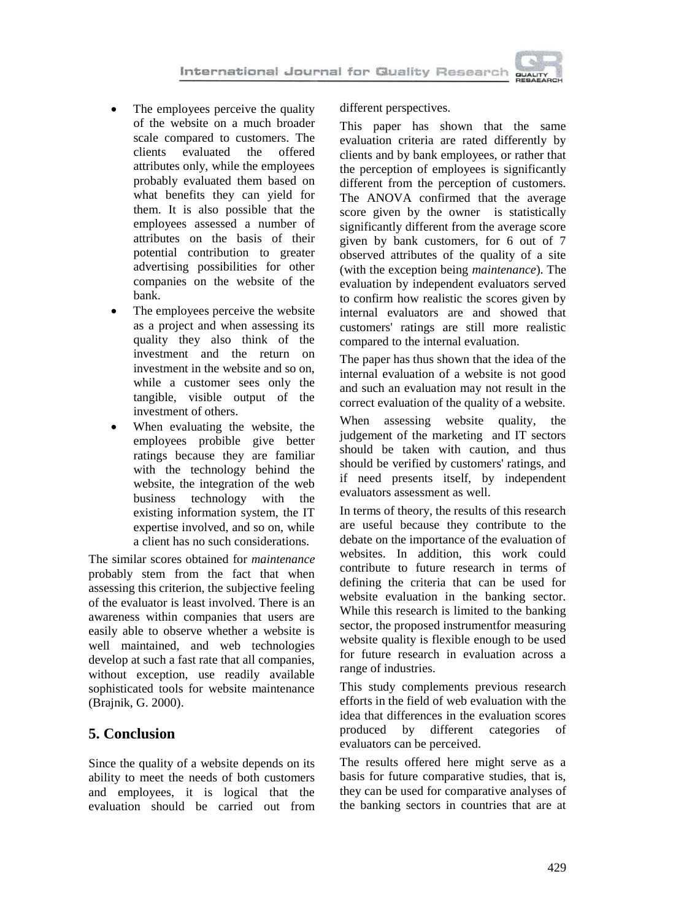- The employees perceive the quality of the website on a much broader scale compared to customers. The clients evaluated the offered attributes only, while the employees probably evaluated them based on what benefits they can yield for them. It is also possible that the employees assessed a number of attributes on the basis of their potential contribution to greater advertising possibilities for other companies on the website of the bank.
- The employees perceive the website as a project and when assessing its quality they also think of the investment and the return on investment in the website and so on, while a customer sees only the tangible, visible output of the investment of others.
- When evaluating the website, the employees probible give better ratings because they are familiar with the technology behind the website, the integration of the web business technology with the existing information system, the IT expertise involved, and so on, while a client has no such considerations.

The similar scores obtained for *maintenance* probably stem from the fact that when assessing this criterion, the subjective feeling of the evaluator is least involved. There is an awareness within companies that users are easily able to observe whether a website is well maintained, and web technologies develop at such a fast rate that all companies, without exception, use readily available sophisticated tools for website maintenance (Brajnik, G. 2000).

## 5. Conclusion

Since the quality of a website depends on its ability to meet the needs of both customers and employees, it is logical that the evaluation should be carried out from different perspectives.

This paper has shown that the same evaluation criteria are rated differently by clients and by bank employees, or rather that the perception of employees is significantly different from the perception of customers. The ANOVA confirmed that the average score given by the owner is statistically significantly different from the average score given by bank customers, for 6 out of 7 observed attributes of the quality of a site (with the exception being *maintenance*). The evaluation by independent evaluators served to confirm how realistic the scores given by internal evaluators are and showed that customers' ratings are still more realistic compared to the internal evaluation.

The paper has thus shown that the idea of the internal evaluation of a website is not good and such an evaluation may not result in the correct evaluation of the quality of a website.

When assessing website quality, the judgement of the marketing and IT sectors should be taken with caution, and thus should be verified by customers' ratings, and if need presents itself, by independent evaluators assessment as well.

In terms of theory, the results of this research are useful because they contribute to the debate on the importance of the evaluation of websites. In addition, this work could contribute to future research in terms of defining the criteria that can be used for website evaluation in the banking sector. While this research is limited to the banking sector, the proposed instrumentfor measuring website quality is flexible enough to be used for future research in evaluation across a range of industries.

This study complements previous research efforts in the field of web evaluation with the idea that differences in the evaluation scores produced by different categories of evaluators can be perceived.

The results offered here might serve as a basis for future comparative studies, that is, they can be used for comparative analyses of the banking sectors in countries that are at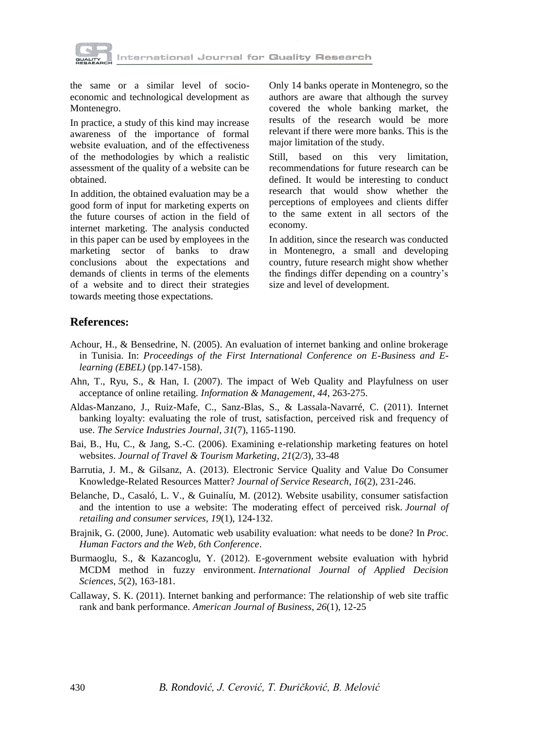the same or a similar level of socio-economic and technological development as Montenegro.

In practice, a study of this kind may increase awareness of the importance of formal website evaluation, and of the effectiveness of the methodologies by which a realistic assessment of the quality of a website can be obtained.

In addition, the obtained evaluation may be a good form of input for marketing experts on the future courses of action in the field of internet marketing. The analysis conducted in this paper can be used by employees in the marketing sector of banks to draw conclusions about the expectations and demands of clients in terms of the elements of a website and to direct their strategies towards meeting those expectations.

Only 14 banks operate in Montenegro, so the authors are aware that although the survey covered the whole banking market, the results of the research would be more relevant if there were more banks. This is the major limitation of the study.

Still, based on this very limitation, recommendations for future research can be defined. It would be interesting to conduct research that would show whether the perceptions of employees and clients differ to the same extent in all sectors of the economy.

In addition, since the research was conducted in Montenegro, a small and developing country, future research might show whether the findings differ depending on a country's size and level of development.

## References:

Achour, H., & Bensedrine, N. (2005). An evaluation of internet banking and online brokerage in Tunisia. In: *Proceedings of the First International Conference on E-Business and E-learning (EBEL)* (pp.147-158).

Ahn, T., Ryu, S., & Han, I. (2007). The impact of Web Quality and Playfulness on user acceptance of online retailing. *Information & Management*, *44*, 263-275.

Aldas-Manzano, J., Ruiz-Mafe, C., Sanz-Blas, S., & Lassala-Navarré, C. (2011). Internet banking loyalty: evaluating the role of trust, satisfaction, perceived risk and frequency of use. *The Service Industries Journal*, *31*(7), 1165-1190.

Bai, B., Hu, C., & Jang, S.-C. (2006). Examining e-relationship marketing features on hotel websites. *Journal of Travel & Tourism Marketing*, *21*(2/3), 33-48

Barrutia, J. M., & Gilsanz, A. (2013). Electronic Service Quality and Value Do Consumer Knowledge-Related Resources Matter? *Journal of Service Research*, *16*(2), 231-246.

Belanche, D., Casaló, L. V., & Guinalíu, M. (2012). Website usability, consumer satisfaction and the intention to use a website: The moderating effect of perceived risk. *Journal of retailing and consumer services*, *19*(1), 124-132.

Brajnik, G. (2000, June). Automatic web usability evaluation: what needs to be done? In *Proc. Human Factors and the Web, 6th Conference*.

Burmaoglu, S., & Kazancoglu, Y. (2012). E-government website evaluation with hybrid MCDM method in fuzzy environment. *International Journal of Applied Decision Sciences*, *5*(2), 163-181.

Callaway, S. K. (2011). Internet banking and performance: The relationship of web site traffic rank and bank performance. *American Journal of Business*, *26*(1), 12-25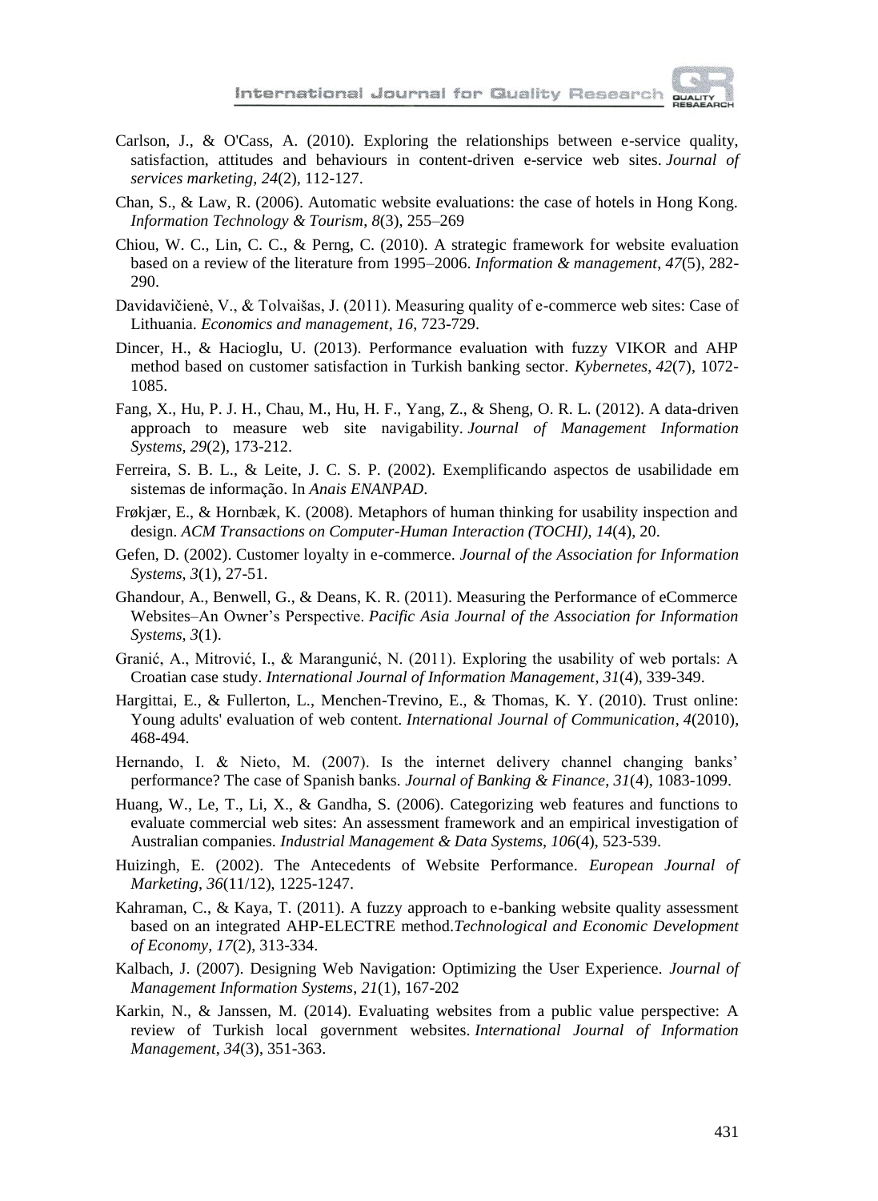Carlson, J., & O'Cass, A. (2010). Exploring the relationships between e-service quality, satisfaction, attitudes and behaviours in content-driven e-service web sites. *Journal of services marketing*, *24*(2), 112-127.

Chan, S., & Law, R. (2006). Automatic website evaluations: the case of hotels in Hong Kong. *Information Technology & Tourism*, *8*(3), 255–269

Chiou, W. C., Lin, C. C., & Perng, C. (2010). A strategic framework for website evaluation based on a review of the literature from 1995–2006. *Information & management*, *47*(5), 282-290.

Davidavičienė, V., & Tolvaišas, J. (2011). Measuring quality of e-commerce web sites: Case of Lithuania. *Economics and management*, *16*, 723-729.

Dincer, H., & Hacioglu, U. (2013). Performance evaluation with fuzzy VIKOR and AHP method based on customer satisfaction in Turkish banking sector. *Kybernetes*, *42*(7), 1072-1085.

Fang, X., Hu, P. J. H., Chau, M., Hu, H. F., Yang, Z., & Sheng, O. R. L. (2012). A data-driven approach to measure web site navigability. *Journal of Management Information Systems*, *29*(2), 173-212.

Ferreira, S. B. L., & Leite, J. C. S. P. (2002). Exemplificando aspectos de usabilidade em sistemas de informação. In *Anais ENANPAD*.

Frøkjær, E., & Hornbæk, K. (2008). Metaphors of human thinking for usability inspection and design. *ACM Transactions on Computer-Human Interaction (TOCHI)*, *14*(4), 20.

Gefen, D. (2002). Customer loyalty in e-commerce. *Journal of the Association for Information Systems*, *3*(1), 27-51.

Ghandour, A., Benwell, G., & Deans, K. R. (2011). Measuring the Performance of eCommerce Websites–An Owner's Perspective. *Pacific Asia Journal of the Association for Information Systems*, *3*(1).

Granić, A., Mitrović, I., & Marangunić, N. (2011). Exploring the usability of web portals: A Croatian case study. *International Journal of Information Management*, *31*(4), 339-349.

Hargittai, E., & Fullerton, L., Menchen-Trevino, E., & Thomas, K. Y. (2010). Trust online: Young adults' evaluation of web content. *International Journal of Communication*, *4*(2010), 468-494.

Hernando, I. & Nieto, M. (2007). Is the internet delivery channel changing banks' performance? The case of Spanish banks. *Journal of Banking & Finance*, *31*(4), 1083-1099.

Huang, W., Le, T., Li, X., & Gandha, S. (2006). Categorizing web features and functions to evaluate commercial web sites: An assessment framework and an empirical investigation of Australian companies. *Industrial Management & Data Systems*, *106*(4), 523-539.

Huizingh, E. (2002). The Antecedents of Website Performance. *European Journal of Marketing*, *36*(11/12), 1225-1247.

Kahraman, C., & Kaya, T. (2011). A fuzzy approach to e-banking website quality assessment based on an integrated AHP-ELECTRE method.*Technological and Economic Development of Economy*, *17*(2), 313-334.

Kalbach, J. (2007). Designing Web Navigation: Optimizing the User Experience. *Journal of Management Information Systems*, *21*(1), 167-202

Karkin, N., & Janssen, M. (2014). Evaluating websites from a public value perspective: A review of Turkish local government websites. *International Journal of Information Management*, *34*(3), 351-363.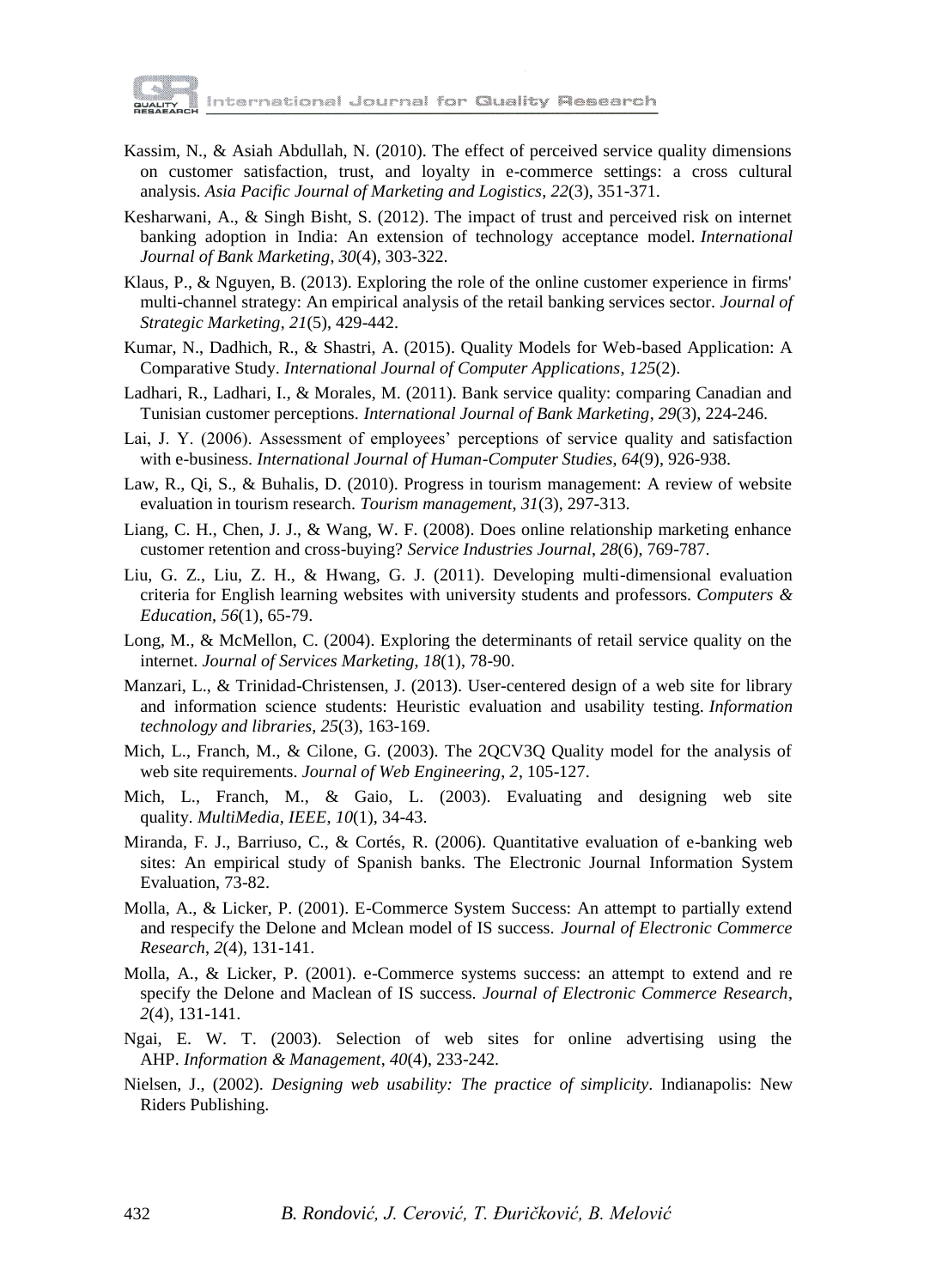Kassim, N., & Asiah Abdullah, N. (2010). The effect of perceived service quality dimensions on customer satisfaction, trust, and loyalty in e-commerce settings: a cross cultural analysis. *Asia Pacific Journal of Marketing and Logistics*, *22*(3), 351-371.

Kesharwani, A., & Singh Bisht, S. (2012). The impact of trust and perceived risk on internet banking adoption in India: An extension of technology acceptance model. *International Journal of Bank Marketing*, *30*(4), 303-322.

Klaus, P., & Nguyen, B. (2013). Exploring the role of the online customer experience in firms' multi-channel strategy: An empirical analysis of the retail banking services sector. *Journal of Strategic Marketing*, *21*(5), 429-442.

Kumar, N., Dadhich, R., & Shastri, A. (2015). Quality Models for Web-based Application: A Comparative Study. *International Journal of Computer Applications*, *125*(2).

Ladhari, R., Ladhari, I., & Morales, M. (2011). Bank service quality: comparing Canadian and Tunisian customer perceptions. *International Journal of Bank Marketing*, *29*(3), 224-246.

Lai, J. Y. (2006). Assessment of employees' perceptions of service quality and satisfaction with e-business. *International Journal of Human-Computer Studies*, *64*(9), 926-938.

Law, R., Qi, S., & Buhalis, D. (2010). Progress in tourism management: A review of website evaluation in tourism research. *Tourism management*, *31*(3), 297-313.

Liang, C. H., Chen, J. J., & Wang, W. F. (2008). Does online relationship marketing enhance customer retention and cross-buying? *Service Industries Journal*, *28*(6), 769-787.

Liu, G. Z., Liu, Z. H., & Hwang, G. J. (2011). Developing multi-dimensional evaluation criteria for English learning websites with university students and professors. *Computers & Education*, *56*(1), 65-79.

Long, M., & McMellon, C. (2004). Exploring the determinants of retail service quality on the internet. *Journal of Services Marketing*, *18*(1), 78-90.

Manzari, L., & Trinidad-Christensen, J. (2013). User-centered design of a web site for library and information science students: Heuristic evaluation and usability testing. *Information technology and libraries*, *25*(3), 163-169.

Mich, L., Franch, M., & Cilone, G. (2003). The 2QCV3Q Quality model for the analysis of web site requirements. *Journal of Web Engineering*, *2*, 105-127.

Mich, L., Franch, M., & Gaio, L. (2003). Evaluating and designing web site quality. *MultiMedia, IEEE*, *10*(1), 34-43.

Miranda, F. J., Barriuso, C., & Cortés, R. (2006). Quantitative evaluation of e-banking web sites: An empirical study of Spanish banks. The Electronic Journal Information System Evaluation, 73-82.

Molla, A., & Licker, P. (2001). E-Commerce System Success: An attempt to partially extend and respecify the Delone and Mclean model of IS success. *Journal of Electronic Commerce Research*, *2*(4), 131-141.

Molla, A., & Licker, P. (2001). e-Commerce systems success: an attempt to extend and re specify the Delone and Maclean of IS success. *Journal of Electronic Commerce Research*, *2*(4), 131-141.

Ngai, E. W. T. (2003). Selection of web sites for online advertising using the AHP. *Information & Management*, *40*(4), 233-242.

Nielsen, J., (2002). *Designing web usability: The practice of simplicity*. Indianapolis: New Riders Publishing.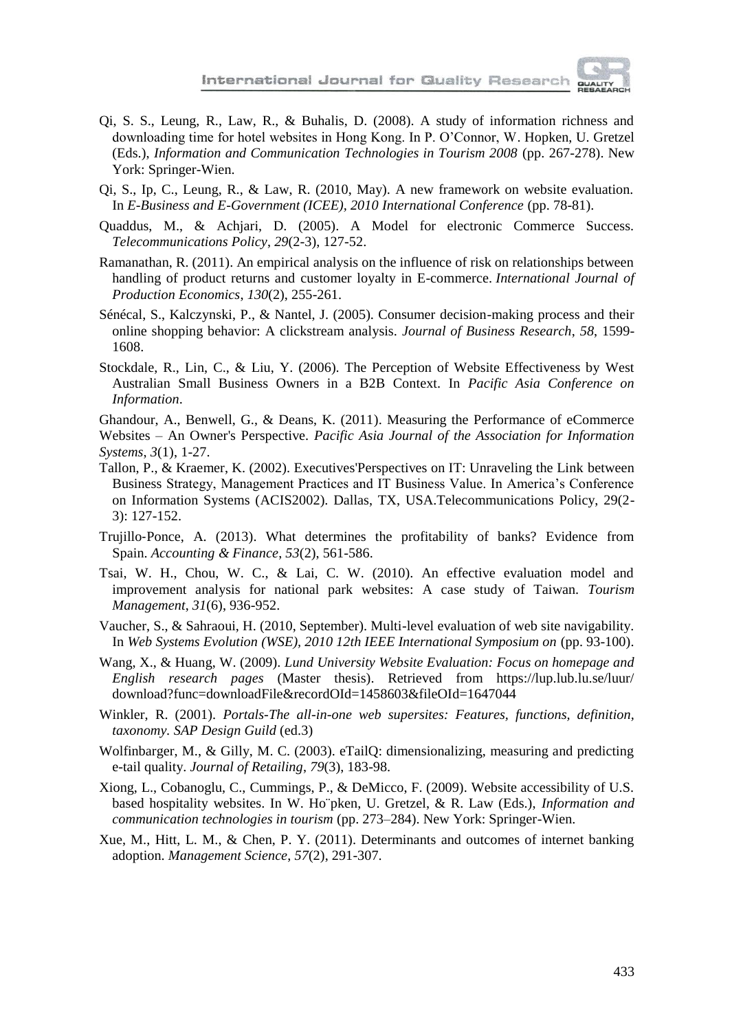Qi, S. S., Leung, R., Law, R., & Buhalis, D. (2008). A study of information richness and downloading time for hotel websites in Hong Kong. In P. O'Connor, W. Hopken, U. Gretzel (Eds.), *Information and Communication Technologies in Tourism 2008* (pp. 267-278). New York: Springer-Wien.

Qi, S., Ip, C., Leung, R., & Law, R. (2010, May). A new framework on website evaluation. In *E-Business and E-Government (ICEE), 2010 International Conference* (pp. 78-81).

Quaddus, M., & Achjari, D. (2005). A Model for electronic Commerce Success. *Telecommunications Policy*, *29*(2-3), 127-52.

Ramanathan, R. (2011). An empirical analysis on the influence of risk on relationships between handling of product returns and customer loyalty in E-commerce. *International Journal of Production Economics*, *130*(2), 255-261.

Sénécal, S., Kalczynski, P., & Nantel, J. (2005). Consumer decision-making process and their online shopping behavior: A clickstream analysis. *Journal of Business Research*, *58*, 1599-1608.

Stockdale, R., Lin, C., & Liu, Y. (2006). The Perception of Website Effectiveness by West Australian Small Business Owners in a B2B Context. In *Pacific Asia Conference on Information*.

Ghandour, A., Benwell, G., & Deans, K. (2011). Measuring the Performance of eCommerce Websites – An Owner's Perspective. *Pacific Asia Journal of the Association for Information Systems*, *3*(1), 1-27.

Tallon, P., & Kraemer, K. (2002). Executives'Perspectives on IT: Unraveling the Link between Business Strategy, Management Practices and IT Business Value. In America's Conference on Information Systems (ACIS2002). Dallas, TX, USA.Telecommunications Policy, 29(2-3): 127-152.

Trujillo-Ponce, A. (2013). What determines the profitability of banks? Evidence from Spain. *Accounting & Finance*, *53*(2), 561-586.

Tsai, W. H., Chou, W. C., & Lai, C. W. (2010). An effective evaluation model and improvement analysis for national park websites: A case study of Taiwan. *Tourism Management*, *31*(6), 936-952.

Vaucher, S., & Sahraoui, H. (2010, September). Multi-level evaluation of web site navigability. In *Web Systems Evolution (WSE), 2010 12th IEEE International Symposium on* (pp. 93-100).

Wang, X., & Huang, W. (2009). *Lund University Website Evaluation: Focus on homepage and English research pages* (Master thesis). Retrieved from https://lup.lub.lu.se/luur/download?func=downloadFile&recordOId=1458603&fileOId=1647044

Winkler, R. (2001). *Portals-The all-in-one web supersites: Features, functions, definition, taxonomy. SAP Design Guild* (ed.3)

Wolfinbarger, M., & Gilly, M. C. (2003). eTailQ: dimensionalizing, measuring and predicting e-tail quality. *Journal of Retailing*, *79*(3), 183-98.

Xiong, L., Cobanoglu, C., Cummings, P., & DeMicco, F. (2009). Website accessibility of U.S. based hospitality websites. In W. Ho¨pken, U. Gretzel, & R. Law (Eds.), *Information and communication technologies in tourism* (pp. 273–284). New York: Springer-Wien.

Xue, M., Hitt, L. M., & Chen, P. Y. (2011). Determinants and outcomes of internet banking adoption. *Management Science*, *57*(2), 291-307.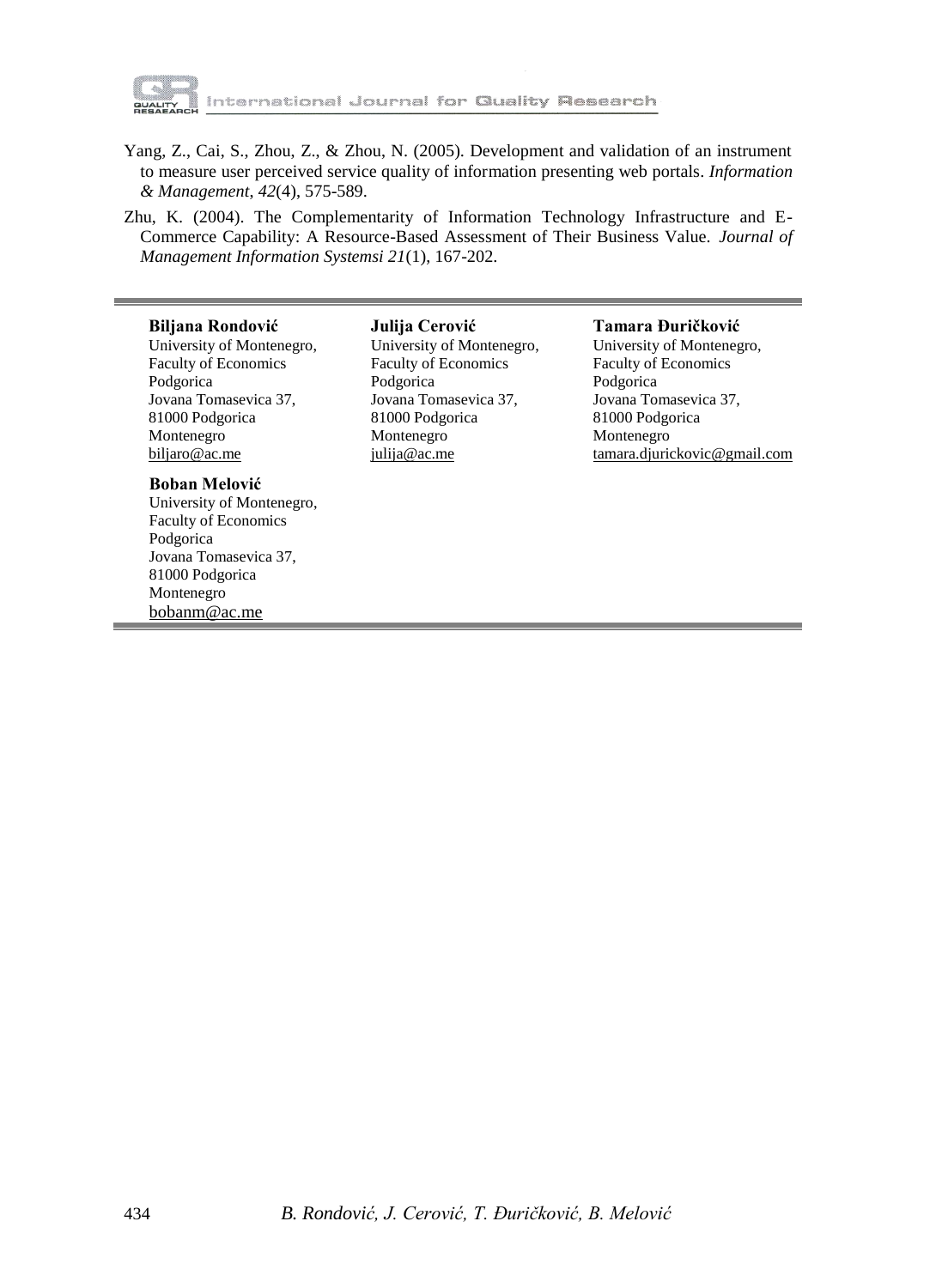Yang, Z., Cai, S., Zhou, Z., & Zhou, N. (2005). Development and validation of an instrument to measure user perceived service quality of information presenting web portals. *Information & Management*, *42*(4), 575-589.

Zhu, K. (2004). The Complementarity of Information Technology Infrastructure and E-Commerce Capability: A Resource-Based Assessment of Their Business Value. *Journal of Management Information Systemsi 21*(1), 167-202.

---

**Biljana Rondović**
University of Montenegro,
Faculty of Economics
Podgorica
Jovana Tomasevica 37,
81000 Podgorica
Montenegro
biljaro@ac.me

**Julija Cerović**
University of Montenegro,
Faculty of Economics
Podgorica
Jovana Tomasevica 37,
81000 Podgorica
Montenegro
julija@ac.me

**Tamara Đuričković**
University of Montenegro,
Faculty of Economics
Podgorica
Jovana Tomasevica 37,
81000 Podgorica
Montenegro
tamara.djurickovic@gmail.com

**Boban Melović**
University of Montenegro,
Faculty of Economics
Podgorica
Jovana Tomasevica 37,
81000 Podgorica
Montenegro
bobanm@ac.me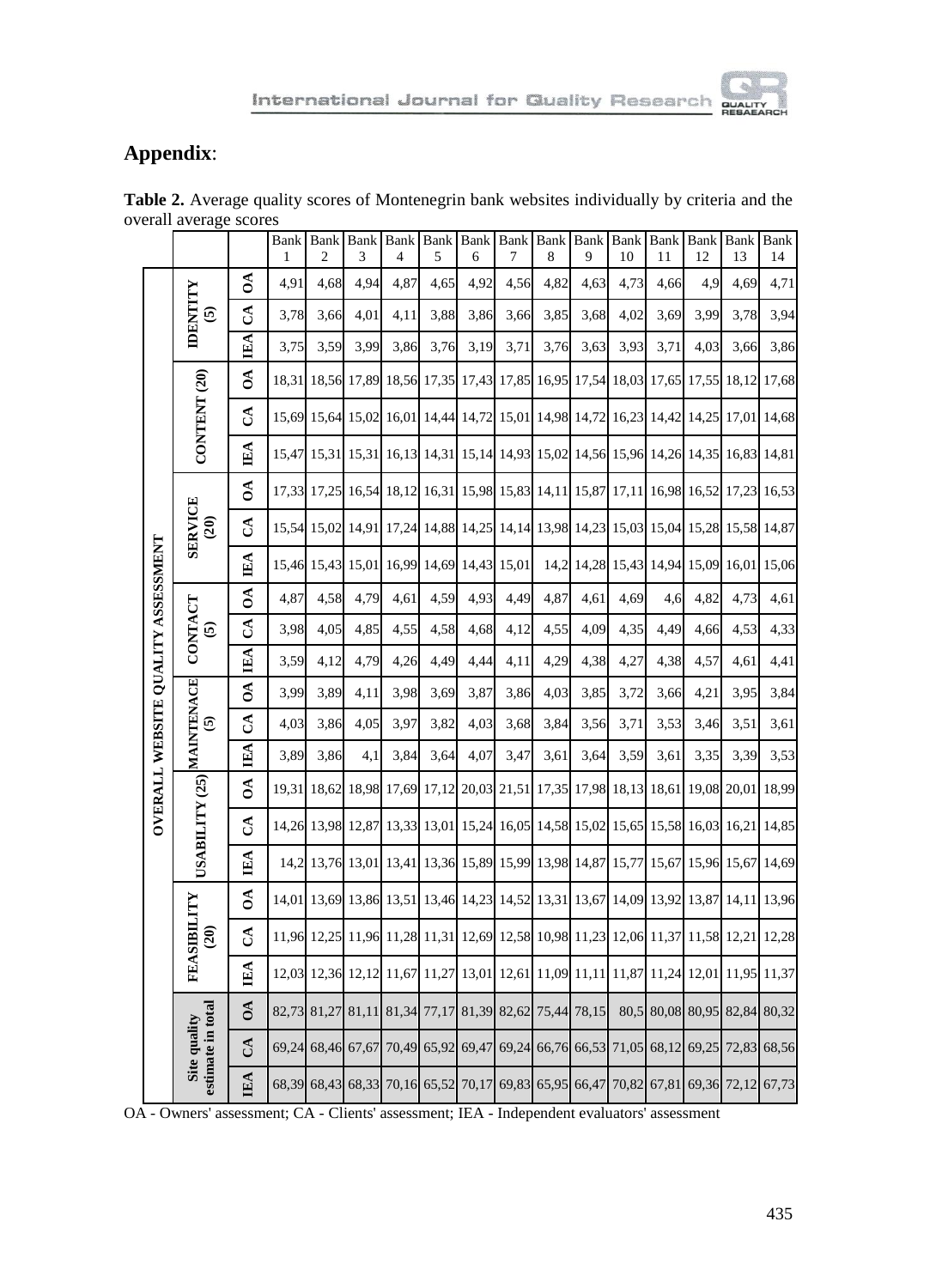## Appendix:

**Table 2.** Average quality scores of Montenegrin bank websites individually by criteria and the overall average scores

| | | | Bank 1 | Bank 2 | Bank 3 | Bank 4 | Bank 5 | Bank 6 | Bank 7 | Bank 8 | Bank 9 | Bank 10 | Bank 11 | Bank 12 | Bank 13 | Bank 14 |
|---|---|---|---|---|---|---|---|---|---|---|---|---|---|---|---|---|
| OVERALL WEBSITE QUALITY ASSESSMENT | IDENTITY (5) | OA | 4,91 | 4,68 | 4,94 | 4,87 | 4,65 | 4,92 | 4,56 | 4,82 | 4,63 | 4,73 | 4,66 | 4,9 | 4,69 | 4,71 |
| | | CA | 3,78 | 3,66 | 4,01 | 4,11 | 3,88 | 3,86 | 3,66 | 3,85 | 3,68 | 4,02 | 3,69 | 3,99 | 3,78 | 3,94 |
| | | IEA | 3,75 | 3,59 | 3,99 | 3,86 | 3,76 | 3,19 | 3,71 | 3,76 | 3,63 | 3,93 | 3,71 | 4,03 | 3,66 | 3,86 |
| | CONTENT (20) | OA | 18,31 | 18,56 | 17,89 | 18,56 | 17,35 | 17,43 | 17,85 | 16,95 | 17,54 | 18,03 | 17,65 | 17,55 | 18,12 | 17,68 |
| | | CA | 15,69 | 15,64 | 15,02 | 16,01 | 14,44 | 14,72 | 15,01 | 14,98 | 14,72 | 16,23 | 14,42 | 14,25 | 17,01 | 14,68 |
| | | IEA | 15,47 | 15,31 | 15,31 | 16,13 | 14,31 | 15,14 | 14,93 | 15,02 | 14,56 | 15,96 | 14,26 | 14,35 | 16,83 | 14,81 |
| | SERVICE (20) | OA | 17,33 | 17,25 | 16,54 | 18,12 | 16,31 | 15,98 | 15,83 | 14,11 | 15,87 | 17,11 | 16,98 | 16,52 | 17,23 | 16,53 |
| | | CA | 15,54 | 15,02 | 14,91 | 17,24 | 14,88 | 14,25 | 14,14 | 13,98 | 14,23 | 15,03 | 15,04 | 15,28 | 15,58 | 14,87 |
| | | IEA | 15,46 | 15,43 | 15,01 | 16,99 | 14,69 | 14,43 | 15,01 | 14,2 | 14,28 | 15,43 | 14,94 | 15,09 | 16,01 | 15,06 |
| | CONTACT (5) | OA | 4,87 | 4,58 | 4,79 | 4,61 | 4,59 | 4,93 | 4,49 | 4,87 | 4,61 | 4,69 | 4,6 | 4,82 | 4,73 | 4,61 |
| | | CA | 3,98 | 4,05 | 4,85 | 4,55 | 4,58 | 4,68 | 4,12 | 4,55 | 4,09 | 4,35 | 4,49 | 4,66 | 4,53 | 4,33 |
| | | IEA | 3,59 | 4,12 | 4,79 | 4,26 | 4,49 | 4,44 | 4,11 | 4,29 | 4,38 | 4,27 | 4,38 | 4,57 | 4,61 | 4,41 |
| | MAINTENACE (5) | OA | 3,99 | 3,89 | 4,11 | 3,98 | 3,69 | 3,87 | 3,86 | 4,03 | 3,85 | 3,72 | 3,66 | 4,21 | 3,95 | 3,84 |
| | | CA | 4,03 | 3,86 | 4,05 | 3,97 | 3,82 | 4,03 | 3,68 | 3,84 | 3,56 | 3,71 | 3,53 | 3,46 | 3,51 | 3,61 |
| | | IEA | 3,89 | 3,86 | 4,1 | 3,84 | 3,64 | 4,07 | 3,47 | 3,61 | 3,64 | 3,59 | 3,61 | 3,35 | 3,39 | 3,53 |
| | USABILITY (25) | OA | 19,31 | 18,62 | 18,98 | 17,69 | 17,12 | 20,03 | 21,51 | 17,35 | 17,98 | 18,13 | 18,61 | 19,08 | 20,01 | 18,99 |
| | | CA | 14,26 | 13,98 | 12,87 | 13,33 | 13,01 | 15,24 | 16,05 | 14,58 | 15,02 | 15,65 | 15,58 | 16,03 | 16,21 | 14,85 |
| | | IEA | 14,2 | 13,76 | 13,01 | 13,41 | 13,36 | 15,89 | 15,99 | 13,98 | 14,87 | 15,77 | 15,67 | 15,96 | 15,67 | 14,69 |
| | FEASIBILITY (20) | OA | 14,01 | 13,69 | 13,86 | 13,51 | 13,46 | 14,23 | 14,52 | 13,31 | 13,67 | 14,09 | 13,92 | 13,87 | 14,11 | 13,96 |
| | | CA | 11,96 | 12,25 | 11,96 | 11,28 | 11,31 | 12,69 | 12,58 | 10,98 | 11,23 | 12,06 | 11,37 | 11,58 | 12,21 | 12,28 |
| | | IEA | 12,03 | 12,36 | 12,12 | 11,67 | 11,27 | 13,01 | 12,61 | 11,09 | 11,11 | 11,87 | 11,24 | 12,01 | 11,95 | 11,37 |
| | Site quality estimate in total | OA | 82,73 | 81,27 | 81,11 | 81,34 | 77,17 | 81,39 | 82,62 | 75,44 | 78,15 | 80,5 | 80,08 | 80,95 | 82,84 | 80,32 |
| | | CA | 69,24 | 68,46 | 67,67 | 70,49 | 65,92 | 69,47 | 69,24 | 66,76 | 66,53 | 71,05 | 68,12 | 69,25 | 72,83 | 68,56 |
| | | IEA | 68,39 | 68,43 | 68,33 | 70,16 | 65,52 | 70,17 | 69,83 | 65,95 | 66,47 | 70,82 | 67,81 | 69,36 | 72,12 | 67,73 |

OA - Owners' assessment; CA - Clients' assessment; IEA - Independent evaluators' assessment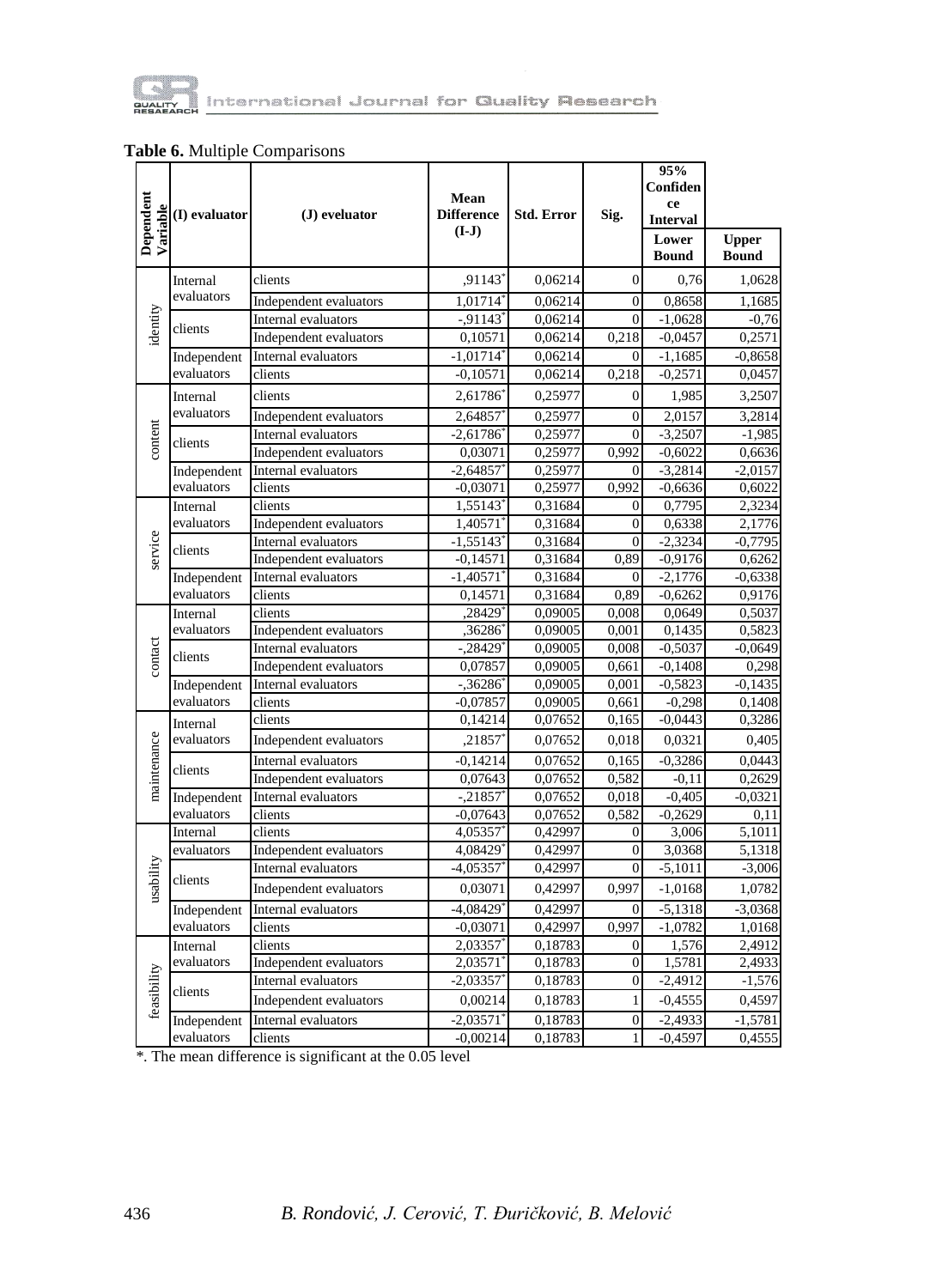**Table 6.** Multiple Comparisons

| Dependent Variable | (I) evaluator | (J) eveluator | Mean Difference (I-J) | Std. Error | Sig. | 95% Confidence Interval | |
|---|---|---|---|---|---|---|---|
| | | | | | | Lower Bound | Upper Bound |
| identity | Internal evaluators | clients | ,91143* | 0,06214 | 0 | 0,76 | 1,0628 |
| | | Independent evaluators | 1,01714* | 0,06214 | 0 | 0,8658 | 1,1685 |
| | clients | Internal evaluators | -,91143* | 0,06214 | 0 | -1,0628 | -0,76 |
| | | Independent evaluators | 0,10571 | 0,06214 | 0,218 | -0,0457 | 0,2571 |
| | Independent evaluators | Internal evaluators | -1,01714* | 0,06214 | 0 | -1,1685 | -0,8658 |
| | | clients | -0,10571 | 0,06214 | 0,218 | -0,2571 | 0,0457 |
| content | Internal evaluators | clients | 2,61786* | 0,25977 | 0 | 1,985 | 3,2507 |
| | | Independent evaluators | 2,64857* | 0,25977 | 0 | 2,0157 | 3,2814 |
| | clients | Internal evaluators | -2,61786* | 0,25977 | 0 | -3,2507 | -1,985 |
| | | Independent evaluators | 0,03071 | 0,25977 | 0,992 | -0,6022 | 0,6636 |
| | Independent evaluators | Internal evaluators | -2,64857* | 0,25977 | 0 | -3,2814 | -2,0157 |
| | | clients | -0,03071 | 0,25977 | 0,992 | -0,6636 | 0,6022 |
| service | Internal evaluators | clients | 1,55143* | 0,31684 | 0 | 0,7795 | 2,3234 |
| | | Independent evaluators | 1,40571* | 0,31684 | 0 | 0,6338 | 2,1776 |
| | clients | Internal evaluators | -1,55143* | 0,31684 | 0 | -2,3234 | -0,7795 |
| | | Independent evaluators | -0,14571 | 0,31684 | 0,89 | -0,9176 | 0,6262 |
| | Independent evaluators | Internal evaluators | -1,40571* | 0,31684 | 0 | -2,1776 | -0,6338 |
| | | clients | 0,14571 | 0,31684 | 0,89 | -0,6262 | 0,9176 |
| contact | Internal evaluators | clients | ,28429* | 0,09005 | 0,008 | 0,0649 | 0,5037 |
| | | Independent evaluators | ,36286* | 0,09005 | 0,001 | 0,1435 | 0,5823 |
| | clients | Internal evaluators | -,28429* | 0,09005 | 0,008 | -0,5037 | -0,0649 |
| | | Independent evaluators | 0,07857 | 0,09005 | 0,661 | -0,1408 | 0,298 |
| | Independent evaluators | Internal evaluators | -,36286* | 0,09005 | 0,001 | -0,5823 | -0,1435 |
| | | clients | -0,07857 | 0,09005 | 0,661 | -0,298 | 0,1408 |
| maintenance | Internal evaluators | clients | 0,14214 | 0,07652 | 0,165 | -0,0443 | 0,3286 |
| | | Independent evaluators | ,21857* | 0,07652 | 0,018 | 0,0321 | 0,405 |
| | clients | Internal evaluators | -0,14214 | 0,07652 | 0,165 | -0,3286 | 0,0443 |
| | | Independent evaluators | 0,07643 | 0,07652 | 0,582 | -0,11 | 0,2629 |
| | Independent evaluators | Internal evaluators | -,21857* | 0,07652 | 0,018 | -0,405 | -0,0321 |
| | | clients | -0,07643 | 0,07652 | 0,582 | -0,2629 | 0,11 |
| usability | Internal evaluators | clients | 4,05357* | 0,42997 | 0 | 3,006 | 5,1011 |
| | | Independent evaluators | 4,08429* | 0,42997 | 0 | 3,0368 | 5,1318 |
| | clients | Internal evaluators | -4,05357* | 0,42997 | 0 | -5,1011 | -3,006 |
| | | Independent evaluators | 0,03071 | 0,42997 | 0,997 | -1,0168 | 1,0782 |
| | Independent evaluators | Internal evaluators | -4,08429* | 0,42997 | 0 | -5,1318 | -3,0368 |
| | | clients | -0,03071 | 0,42997 | 0,997 | -1,0782 | 1,0168 |
| feasibility | Internal evaluators | clients | 2,03357* | 0,18783 | 0 | 1,576 | 2,4912 |
| | | Independent evaluators | 2,03571* | 0,18783 | 0 | 1,5781 | 2,4933 |
| | clients | Internal evaluators | -2,03357* | 0,18783 | 0 | -2,4912 | -1,576 |
| | | Independent evaluators | 0,00214 | 0,18783 | 1 | -0,4555 | 0,4597 |
| | Independent evaluators | Internal evaluators | -2,03571* | 0,18783 | 0 | -2,4933 | -1,5781 |
| | | clients | -0,00214 | 0,18783 | 1 | -0,4597 | 0,4555 |

*. The mean difference is significant at the 0.05 level